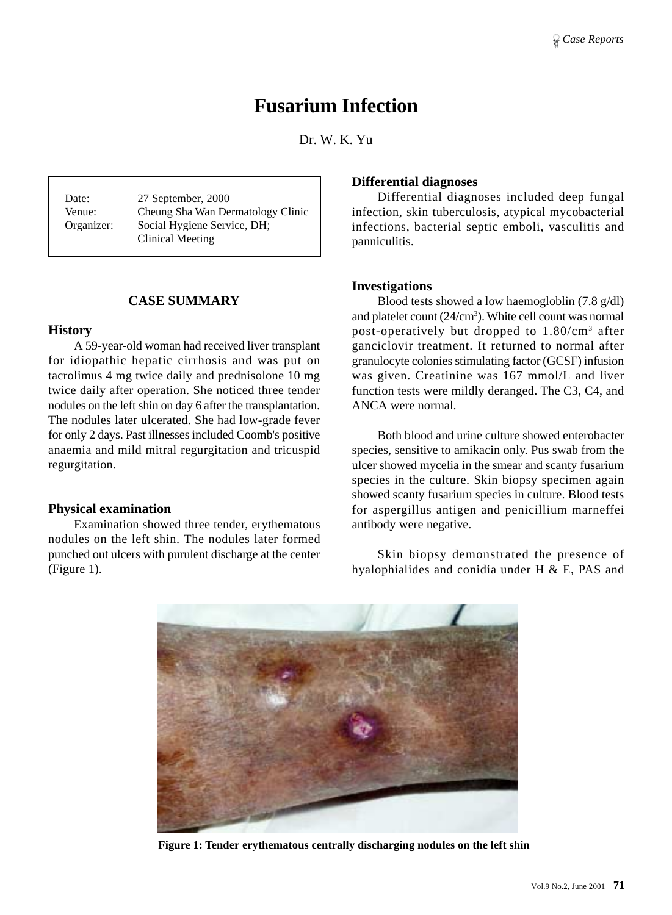# Fusarium Infection

Dr. W. K. Yu

| | |
|---|---|
| Date: | 27 September, 2000 |
| Venue: | Cheung Sha Wan Dermatology Clinic |
| Organizer: | Social Hygiene Service, DH; Clinical Meeting |

## CASE SUMMARY

### History

A 59-year-old woman had received liver transplant for idiopathic hepatic cirrhosis and was put on tacrolimus 4 mg twice daily and prednisolone 10 mg twice daily after operation. She noticed three tender nodules on the left shin on day 6 after the transplantation. The nodules later ulcerated. She had low-grade fever for only 2 days. Past illnesses included Coomb's positive anaemia and mild mitral regurgitation and tricuspid regurgitation.

### Physical examination

Examination showed three tender, erythematous nodules on the left shin. The nodules later formed punched out ulcers with purulent discharge at the center (Figure 1).

### Differential diagnoses

Differential diagnoses included deep fungal infection, skin tuberculosis, atypical mycobacterial infections, bacterial septic emboli, vasculitis and panniculitis.

### Investigations

Blood tests showed a low haemogloblin (7.8 g/dl) and platelet count (24/cm$^3$). White cell count was normal post-operatively but dropped to 1.80/cm$^3$ after ganciclovir treatment. It returned to normal after granulocyte colonies stimulating factor (GCSF) infusion was given. Creatinine was 167 mmol/L and liver function tests were mildly deranged. The C3, C4, and ANCA were normal.

Both blood and urine culture showed enterobacter species, sensitive to amikacin only. Pus swab from the ulcer showed mycelia in the smear and scanty fusarium species in the culture. Skin biopsy specimen again showed scanty fusarium species in culture. Blood tests for aspergillus antigen and penicillium marneffei antibody were negative.

Skin biopsy demonstrated the presence of hyalophialides and conidia under H & E, PAS and

**Figure 1: Tender erythematous centrally discharging nodules on the left shin**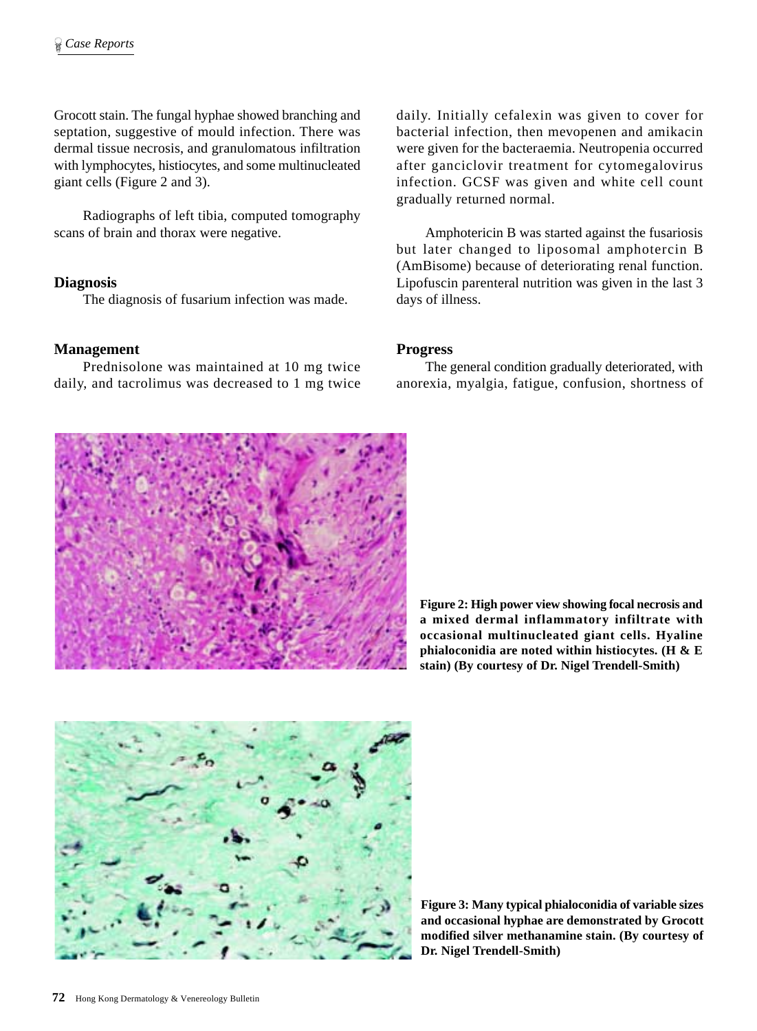Grocott stain. The fungal hyphae showed branching and septation, suggestive of mould infection. There was dermal tissue necrosis, and granulomatous infiltration with lymphocytes, histiocytes, and some multinucleated giant cells (Figure 2 and 3).

Radiographs of left tibia, computed tomography scans of brain and thorax were negative.

## Diagnosis

The diagnosis of fusarium infection was made.

## Management

Prednisolone was maintained at 10 mg twice daily, and tacrolimus was decreased to 1 mg twice daily. Initially cefalexin was given to cover for bacterial infection, then mevopenen and amikacin were given for the bacteraemia. Neutropenia occurred after ganciclovir treatment for cytomegalovirus infection. GCSF was given and white cell count gradually returned normal.

Amphotericin B was started against the fusariosis but later changed to liposomal amphotercin B (AmBisome) because of deteriorating renal function. Lipofuscin parenteral nutrition was given in the last 3 days of illness.

## Progress

The general condition gradually deteriorated, with anorexia, myalgia, fatigue, confusion, shortness of

**Figure 2: High power view showing focal necrosis and a mixed dermal inflammatory infiltrate with occasional multinucleated giant cells. Hyaline phialoconidia are noted within histiocytes. (H & E stain) (By courtesy of Dr. Nigel Trendell-Smith)**

**Figure 3: Many typical phialoconidia of variable sizes and occasional hyphae are demonstrated by Grocott modified silver methanamine stain. (By courtesy of Dr. Nigel Trendell-Smith)**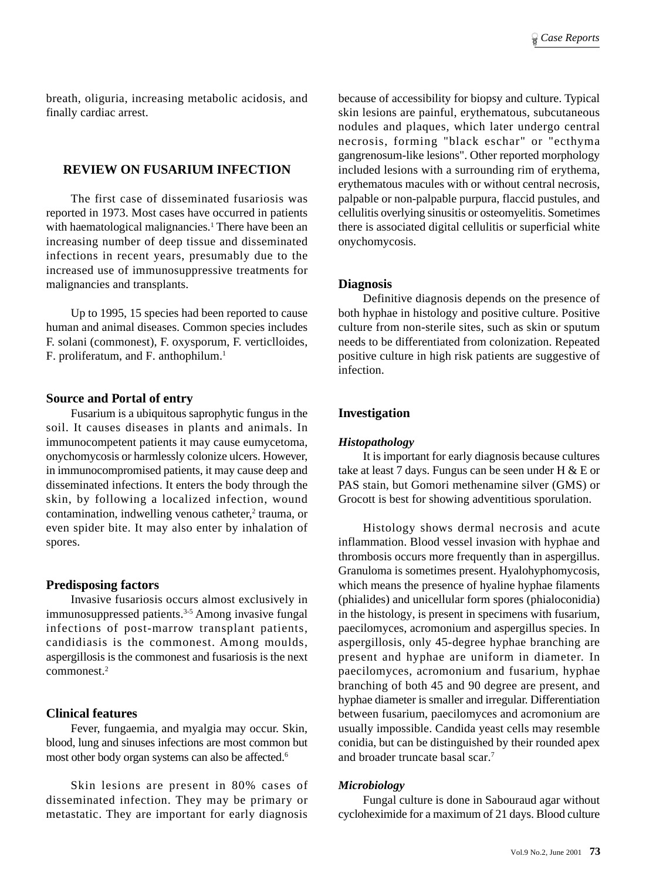breath, oliguria, increasing metabolic acidosis, and finally cardiac arrest.

## REVIEW ON FUSARIUM INFECTION

The first case of disseminated fusariosis was reported in 1973. Most cases have occurred in patients with haematological malignancies.[1] There have been an increasing number of deep tissue and disseminated infections in recent years, presumably due to the increased use of immunosuppressive treatments for malignancies and transplants.

Up to 1995, 15 species had been reported to cause human and animal diseases. Common species includes F. solani (commonest), F. oxysporum, F. verticlloides, F. proliferatum, and F. anthophilum.[1]

### Source and Portal of entry

Fusarium is a ubiquitous saprophytic fungus in the soil. It causes diseases in plants and animals. In immunocompetent patients it may cause eumycetoma, onychomycosis or harmlessly colonize ulcers. However, in immunocompromised patients, it may cause deep and disseminated infections. It enters the body through the skin, by following a localized infection, wound contamination, indwelling venous catheter,[2] trauma, or even spider bite. It may also enter by inhalation of spores.

### Predisposing factors

Invasive fusariosis occurs almost exclusively in immunosuppressed patients.[3-5] Among invasive fungal infections of post-marrow transplant patients, candidiasis is the commonest. Among moulds, aspergillosis is the commonest and fusariosis is the next commonest.[2]

### Clinical features

Fever, fungaemia, and myalgia may occur. Skin, blood, lung and sinuses infections are most common but most other body organ systems can also be affected.[6]

Skin lesions are present in 80% cases of disseminated infection. They may be primary or metastatic. They are important for early diagnosis because of accessibility for biopsy and culture. Typical skin lesions are painful, erythematous, subcutaneous nodules and plaques, which later undergo central necrosis, forming "black eschar" or "ecthyma gangrenosum-like lesions". Other reported morphology included lesions with a surrounding rim of erythema, erythematous macules with or without central necrosis, palpable or non-palpable purpura, flaccid pustules, and cellulitis overlying sinusitis or osteomyelitis. Sometimes there is associated digital cellulitis or superficial white onychomycosis.

### Diagnosis

Definitive diagnosis depends on the presence of both hyphae in histology and positive culture. Positive culture from non-sterile sites, such as skin or sputum needs to be differentiated from colonization. Repeated positive culture in high risk patients are suggestive of infection.

### Investigation

#### *Histopathology*

It is important for early diagnosis because cultures take at least 7 days. Fungus can be seen under H & E or PAS stain, but Gomori methenamine silver (GMS) or Grocott is best for showing adventitious sporulation.

Histology shows dermal necrosis and acute inflammation. Blood vessel invasion with hyphae and thrombosis occurs more frequently than in aspergillus. Granuloma is sometimes present. Hyalohyphomycosis, which means the presence of hyaline hyphae filaments (phialides) and unicellular form spores (phialoconidia) in the histology, is present in specimens with fusarium, paecilomyces, acromonium and aspergillus species. In aspergillosis, only 45-degree hyphae branching are present and hyphae are uniform in diameter. In paecilomyces, acromonium and fusarium, hyphae branching of both 45 and 90 degree are present, and hyphae diameter is smaller and irregular. Differentiation between fusarium, paecilomyces and acromonium are usually impossible. Candida yeast cells may resemble conidia, but can be distinguished by their rounded apex and broader truncate basal scar.[7]

#### *Microbiology*

Fungal culture is done in Sabouraud agar without cycloheximide for a maximum of 21 days. Blood culture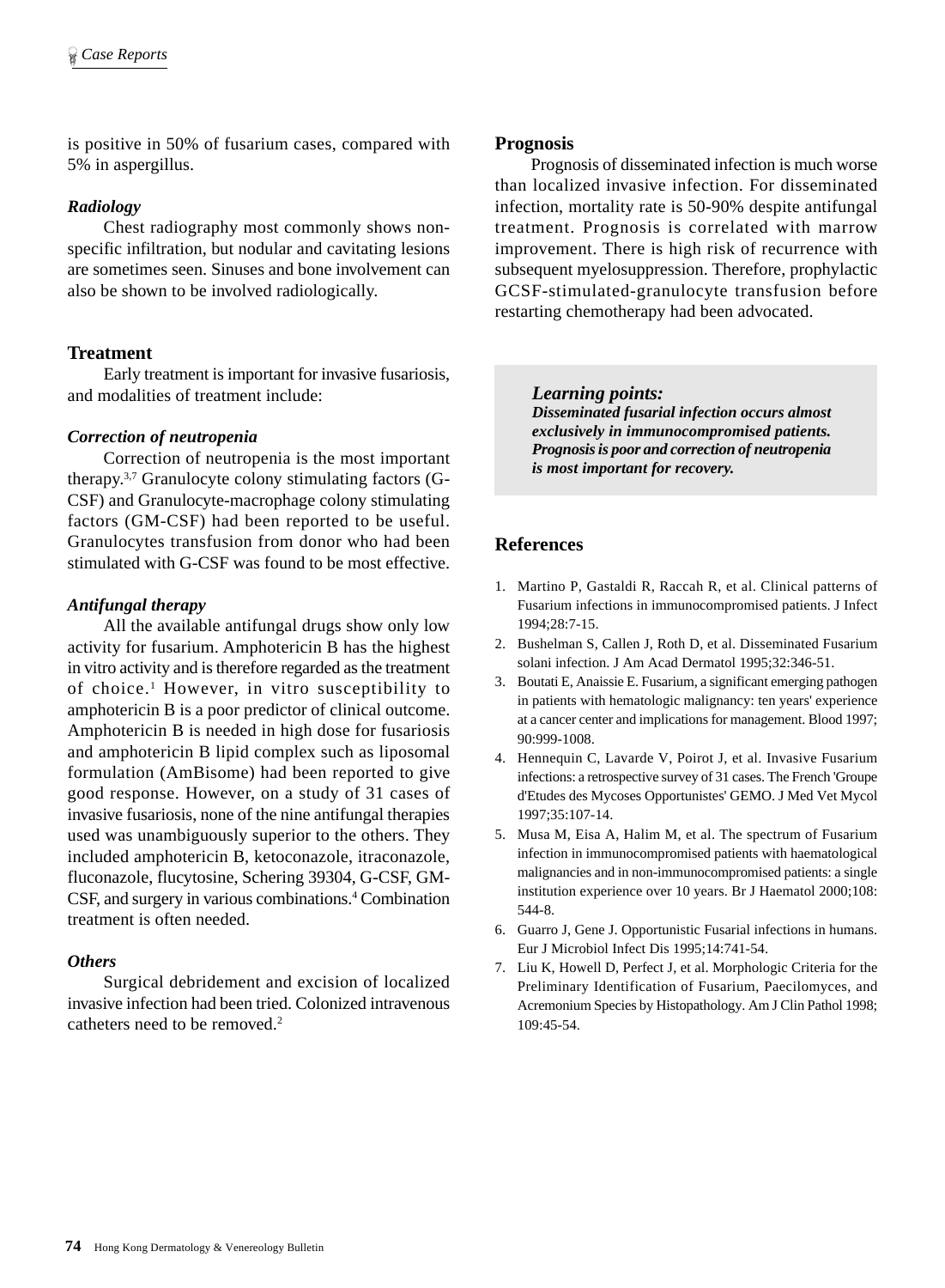is positive in 50% of fusarium cases, compared with 5% in aspergillus.

### *Radiology*

Chest radiography most commonly shows non-specific infiltration, but nodular and cavitating lesions are sometimes seen. Sinuses and bone involvement can also be shown to be involved radiologically.

## Treatment

Early treatment is important for invasive fusariosis, and modalities of treatment include:

### *Correction of neutropenia*

Correction of neutropenia is the most important therapy.[3,7] Granulocyte colony stimulating factors (G-CSF) and Granulocyte-macrophage colony stimulating factors (GM-CSF) had been reported to be useful. Granulocytes transfusion from donor who had been stimulated with G-CSF was found to be most effective.

### *Antifungal therapy*

All the available antifungal drugs show only low activity for fusarium. Amphotericin B has the highest in vitro activity and is therefore regarded as the treatment of choice.[1] However, in vitro susceptibility to amphotericin B is a poor predictor of clinical outcome. Amphotericin B is needed in high dose for fusariosis and amphotericin B lipid complex such as liposomal formulation (AmBisome) had been reported to give good response. However, on a study of 31 cases of invasive fusariosis, none of the nine antifungal therapies used was unambiguously superior to the others. They included amphotericin B, ketoconazole, itraconazole, fluconazole, flucytosine, Schering 39304, G-CSF, GM-CSF, and surgery in various combinations.[4] Combination treatment is often needed.

### *Others*

Surgical debridement and excision of localized invasive infection had been tried. Colonized intravenous catheters need to be removed.[2]

## Prognosis

Prognosis of disseminated infection is much worse than localized invasive infection. For disseminated infection, mortality rate is 50-90% despite antifungal treatment. Prognosis is correlated with marrow improvement. There is high risk of recurrence with subsequent myelosuppression. Therefore, prophylactic GCSF-stimulated-granulocyte transfusion before restarting chemotherapy had been advocated.

> ***Learning points:***
> ***Disseminated fusarial infection occurs almost exclusively in immunocompromised patients. Prognosis is poor and correction of neutropenia is most important for recovery.***

## References

1. Martino P, Gastaldi R, Raccah R, et al. Clinical patterns of Fusarium infections in immunocompromised patients. J Infect 1994;28:7-15.
2. Bushelman S, Callen J, Roth D, et al. Disseminated Fusarium solani infection. J Am Acad Dermatol 1995;32:346-51.
3. Boutati E, Anaissie E. Fusarium, a significant emerging pathogen in patients with hematologic malignancy: ten years' experience at a cancer center and implications for management. Blood 1997; 90:999-1008.
4. Hennequin C, Lavarde V, Poirot J, et al. Invasive Fusarium infections: a retrospective survey of 31 cases. The French 'Groupe d'Etudes des Mycoses Opportunistes' GEMO. J Med Vet Mycol 1997;35:107-14.
5. Musa M, Eisa A, Halim M, et al. The spectrum of Fusarium infection in immunocompromised patients with haematological malignancies and in non-immunocompromised patients: a single institution experience over 10 years. Br J Haematol 2000;108: 544-8.
6. Guarro J, Gene J. Opportunistic Fusarial infections in humans. Eur J Microbiol Infect Dis 1995;14:741-54.
7. Liu K, Howell D, Perfect J, et al. Morphologic Criteria for the Preliminary Identification of Fusarium, Paecilomyces, and Acremonium Species by Histopathology. Am J Clin Pathol 1998; 109:45-54.